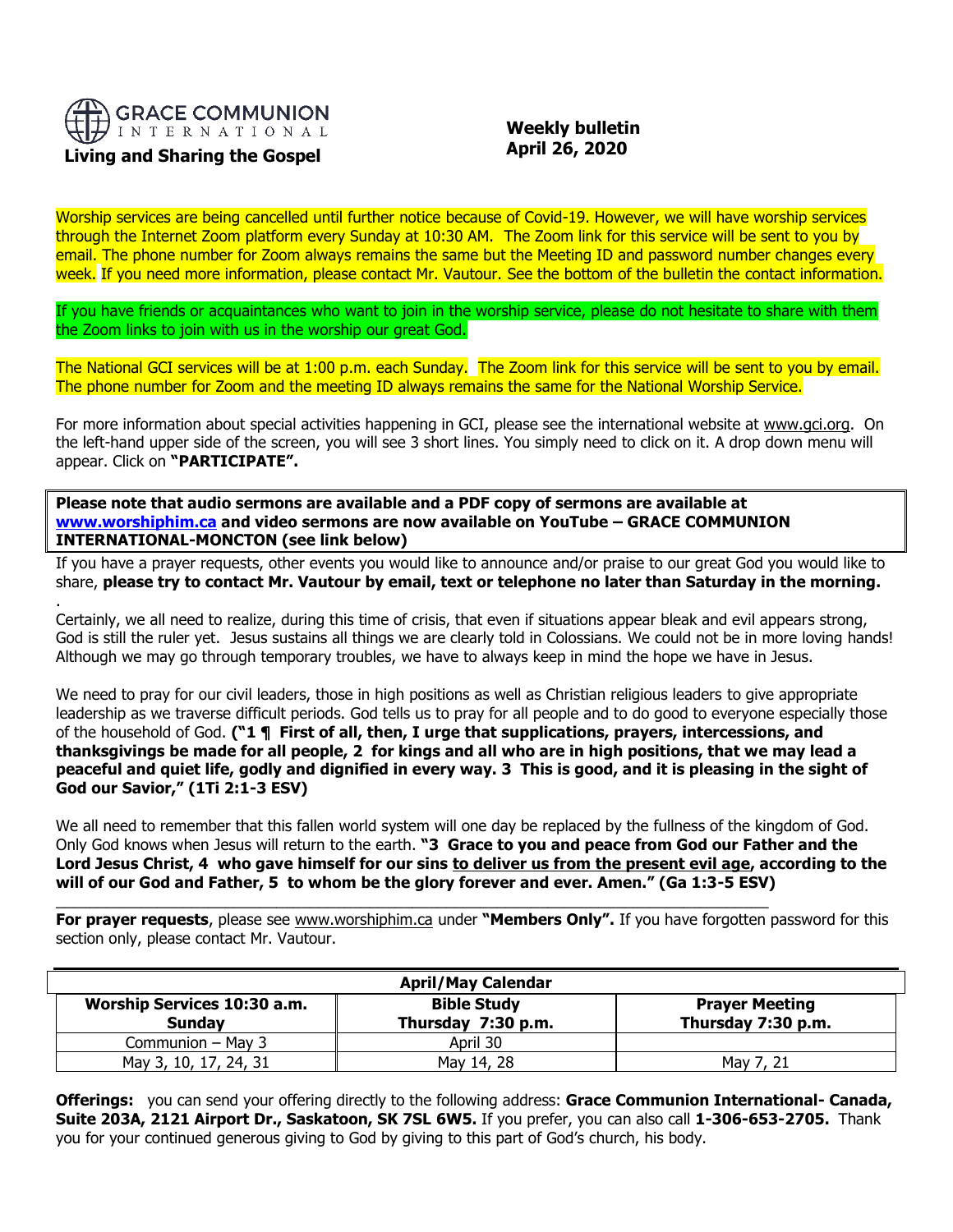GRACE COMMUNION INTERNATIONAL

**Living and Sharing the Gospel**

**Weekly bulletin**
**April 26, 2020**

Worship services are being cancelled until further notice because of Covid-19. However, we will have worship services through the Internet Zoom platform every Sunday at 10:30 AM. The Zoom link for this service will be sent to you by email. The phone number for Zoom always remains the same but the Meeting ID and password number changes every week. If you need more information, please contact Mr. Vautour. See the bottom of the bulletin the contact information.

If you have friends or acquaintances who want to join in the worship service, please do not hesitate to share with them the Zoom links to join with us in the worship our great God.

The National GCI services will be at 1:00 p.m. each Sunday. The Zoom link for this service will be sent to you by email. The phone number for Zoom and the meeting ID always remains the same for the National Worship Service.

For more information about special activities happening in GCI, please see the international website at www.gci.org. On the left-hand upper side of the screen, you will see 3 short lines. You simply need to click on it. A drop down menu will appear. Click on **"PARTICIPATE".**

**Please note that audio sermons are available and a PDF copy of sermons are available at [www.worshiphim.ca](http://www.worshiphim.ca) and video sermons are now available on YouTube – GRACE COMMUNION INTERNATIONAL-MONCTON (see link below)**

If you have a prayer requests, other events you would like to announce and/or praise to our great God you would like to share, **please try to contact Mr. Vautour by email, text or telephone no later than Saturday in the morning.**

.

Certainly, we all need to realize, during this time of crisis, that even if situations appear bleak and evil appears strong, God is still the ruler yet. Jesus sustains all things we are clearly told in Colossians. We could not be in more loving hands! Although we may go through temporary troubles, we have to always keep in mind the hope we have in Jesus.

We need to pray for our civil leaders, those in high positions as well as Christian religious leaders to give appropriate leadership as we traverse difficult periods. God tells us to pray for all people and to do good to everyone especially those of the household of God. **("1 ¶ First of all, then, I urge that supplications, prayers, intercessions, and thanksgivings be made for all people, 2 for kings and all who are in high positions, that we may lead a peaceful and quiet life, godly and dignified in every way. 3 This is good, and it is pleasing in the sight of God our Savior," (1Ti 2:1-3 ESV)**

We all need to remember that this fallen world system will one day be replaced by the fullness of the kingdom of God. Only God knows when Jesus will return to the earth. **"3 Grace to you and peace from God our Father and the Lord Jesus Christ, 4 who gave himself for our sins to deliver us from the present evil age, according to the will of our God and Father, 5 to whom be the glory forever and ever. Amen." (Ga 1:3-5 ESV)**

---

**For prayer requests**, please see www.worshiphim.ca under **"Members Only".** If you have forgotten password for this section only, please contact Mr. Vautour.

**April/May Calendar**

| **Worship Services 10:30 a.m. Sunday** | **Bible Study Thursday 7:30 p.m.** | **Prayer Meeting Thursday 7:30 p.m.** |
|---|---|---|
| Communion – May 3 | April 30 | |
| May 3, 10, 17, 24, 31 | May 14, 28 | May 7, 21 |

**Offerings:** you can send your offering directly to the following address: **Grace Communion International- Canada, Suite 203A, 2121 Airport Dr., Saskatoon, SK 7SL 6W5.** If you prefer, you can also call **1-306-653-2705.** Thank you for your continued generous giving to God by giving to this part of God's church, his body.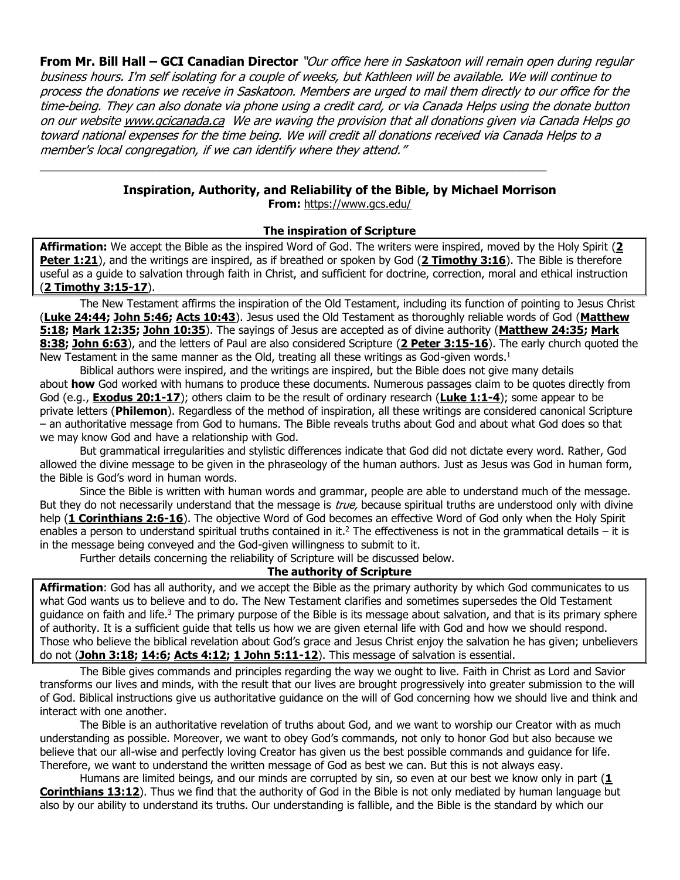**From Mr. Bill Hall – GCI Canadian Director** *"Our office here in Saskatoon will remain open during regular business hours. I'm self isolating for a couple of weeks, but Kathleen will be available. We will continue to process the donations we receive in Saskatoon. Members are urged to mail them directly to our office for the time-being. They can also donate via phone using a credit card, or via Canada Helps using the donate button on our website www.gcicanada.ca We are waving the provision that all donations given via Canada Helps go toward national expenses for the time being. We will credit all donations received via Canada Helps to a member's local congregation, if we can identify where they attend."*

---

## Inspiration, Authority, and Reliability of the Bible, by Michael Morrison

**From:** https://www.gcs.edu/

### The inspiration of Scripture

**Affirmation:** We accept the Bible as the inspired Word of God. The writers were inspired, moved by the Holy Spirit (**2 Peter 1:21**), and the writings are inspired, as if breathed or spoken by God (**2 Timothy 3:16**). The Bible is therefore useful as a guide to salvation through faith in Christ, and sufficient for doctrine, correction, moral and ethical instruction (**2 Timothy 3:15-17**).

The New Testament affirms the inspiration of the Old Testament, including its function of pointing to Jesus Christ (**Luke 24:44; John 5:46; Acts 10:43**). Jesus used the Old Testament as thoroughly reliable words of God (**Matthew 5:18; Mark 12:35; John 10:35**). The sayings of Jesus are accepted as of divine authority (**Matthew 24:35; Mark 8:38; John 6:63**), and the letters of Paul are also considered Scripture (**2 Peter 3:15-16**). The early church quoted the New Testament in the same manner as the Old, treating all these writings as God-given words.[1]

Biblical authors were inspired, and the writings are inspired, but the Bible does not give many details about **how** God worked with humans to produce these documents. Numerous passages claim to be quotes directly from God (e.g., **Exodus 20:1-17**); others claim to be the result of ordinary research (**Luke 1:1-4**); some appear to be private letters (**Philemon**). Regardless of the method of inspiration, all these writings are considered canonical Scripture – an authoritative message from God to humans. The Bible reveals truths about God and about what God does so that we may know God and have a relationship with God.

But grammatical irregularities and stylistic differences indicate that God did not dictate every word. Rather, God allowed the divine message to be given in the phraseology of the human authors. Just as Jesus was God in human form, the Bible is God's word in human words.

Since the Bible is written with human words and grammar, people are able to understand much of the message. But they do not necessarily understand that the message is *true,* because spiritual truths are understood only with divine help (**1 Corinthians 2:6-16**). The objective Word of God becomes an effective Word of God only when the Holy Spirit enables a person to understand spiritual truths contained in it.[2] The effectiveness is not in the grammatical details – it is in the message being conveyed and the God-given willingness to submit to it.

Further details concerning the reliability of Scripture will be discussed below.

### The authority of Scripture

**Affirmation**: God has all authority, and we accept the Bible as the primary authority by which God communicates to us what God wants us to believe and to do. The New Testament clarifies and sometimes supersedes the Old Testament guidance on faith and life.[3] The primary purpose of the Bible is its message about salvation, and that is its primary sphere of authority. It is a sufficient guide that tells us how we are given eternal life with God and how we should respond. Those who believe the biblical revelation about God's grace and Jesus Christ enjoy the salvation he has given; unbelievers do not (**John 3:18; 14:6; Acts 4:12; 1 John 5:11-12**). This message of salvation is essential.

The Bible gives commands and principles regarding the way we ought to live. Faith in Christ as Lord and Savior transforms our lives and minds, with the result that our lives are brought progressively into greater submission to the will of God. Biblical instructions give us authoritative guidance on the will of God concerning how we should live and think and interact with one another.

The Bible is an authoritative revelation of truths about God, and we want to worship our Creator with as much understanding as possible. Moreover, we want to obey God's commands, not only to honor God but also because we believe that our all-wise and perfectly loving Creator has given us the best possible commands and guidance for life. Therefore, we want to understand the written message of God as best we can. But this is not always easy.

Humans are limited beings, and our minds are corrupted by sin, so even at our best we know only in part (**1 Corinthians 13:12**). Thus we find that the authority of God in the Bible is not only mediated by human language but also by our ability to understand its truths. Our understanding is fallible, and the Bible is the standard by which our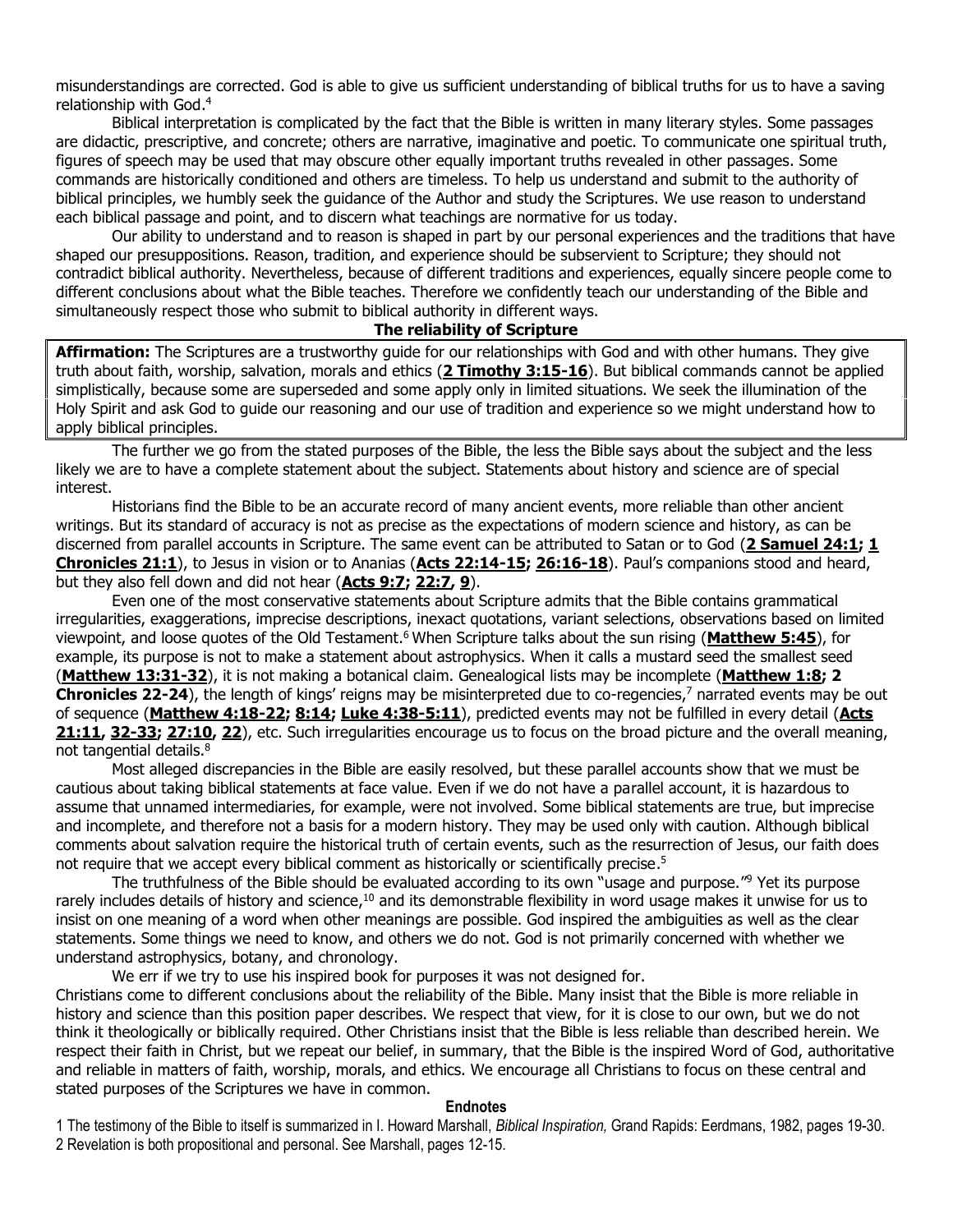misunderstandings are corrected. God is able to give us sufficient understanding of biblical truths for us to have a saving relationship with God.[4]

Biblical interpretation is complicated by the fact that the Bible is written in many literary styles. Some passages are didactic, prescriptive, and concrete; others are narrative, imaginative and poetic. To communicate one spiritual truth, figures of speech may be used that may obscure other equally important truths revealed in other passages. Some commands are historically conditioned and others are timeless. To help us understand and submit to the authority of biblical principles, we humbly seek the guidance of the Author and study the Scriptures. We use reason to understand each biblical passage and point, and to discern what teachings are normative for us today.

Our ability to understand and to reason is shaped in part by our personal experiences and the traditions that have shaped our presuppositions. Reason, tradition, and experience should be subservient to Scripture; they should not contradict biblical authority. Nevertheless, because of different traditions and experiences, equally sincere people come to different conclusions about what the Bible teaches. Therefore we confidently teach our understanding of the Bible and simultaneously respect those who submit to biblical authority in different ways.

## The reliability of Scripture

**Affirmation:** The Scriptures are a trustworthy guide for our relationships with God and with other humans. They give truth about faith, worship, salvation, morals and ethics (**2 Timothy 3:15-16**). But biblical commands cannot be applied simplistically, because some are superseded and some apply only in limited situations. We seek the illumination of the Holy Spirit and ask God to guide our reasoning and our use of tradition and experience so we might understand how to apply biblical principles.

The further we go from the stated purposes of the Bible, the less the Bible says about the subject and the less likely we are to have a complete statement about the subject. Statements about history and science are of special interest.

Historians find the Bible to be an accurate record of many ancient events, more reliable than other ancient writings. But its standard of accuracy is not as precise as the expectations of modern science and history, as can be discerned from parallel accounts in Scripture. The same event can be attributed to Satan or to God (**2 Samuel 24:1; 1 Chronicles 21:1**), to Jesus in vision or to Ananias (**Acts 22:14-15; 26:16-18**). Paul's companions stood and heard, but they also fell down and did not hear (**Acts 9:7; 22:7, 9**).

Even one of the most conservative statements about Scripture admits that the Bible contains grammatical irregularities, exaggerations, imprecise descriptions, inexact quotations, variant selections, observations based on limited viewpoint, and loose quotes of the Old Testament.[6] When Scripture talks about the sun rising (**Matthew 5:45**), for example, its purpose is not to make a statement about astrophysics. When it calls a mustard seed the smallest seed (**Matthew 13:31-32**), it is not making a botanical claim. Genealogical lists may be incomplete (**Matthew 1:8; 2 Chronicles 22-24**), the length of kings' reigns may be misinterpreted due to co-regencies,[7] narrated events may be out of sequence (**Matthew 4:18-22; 8:14; Luke 4:38-5:11**), predicted events may not be fulfilled in every detail (**Acts 21:11, 32-33; 27:10, 22**), etc. Such irregularities encourage us to focus on the broad picture and the overall meaning, not tangential details.[8]

Most alleged discrepancies in the Bible are easily resolved, but these parallel accounts show that we must be cautious about taking biblical statements at face value. Even if we do not have a parallel account, it is hazardous to assume that unnamed intermediaries, for example, were not involved. Some biblical statements are true, but imprecise and incomplete, and therefore not a basis for a modern history. They may be used only with caution. Although biblical comments about salvation require the historical truth of certain events, such as the resurrection of Jesus, our faith does not require that we accept every biblical comment as historically or scientifically precise.[5]

The truthfulness of the Bible should be evaluated according to its own "usage and purpose."[9] Yet its purpose rarely includes details of history and science,[10] and its demonstrable flexibility in word usage makes it unwise for us to insist on one meaning of a word when other meanings are possible. God inspired the ambiguities as well as the clear statements. Some things we need to know, and others we do not. God is not primarily concerned with whether we understand astrophysics, botany, and chronology.

We err if we try to use his inspired book for purposes it was not designed for.

Christians come to different conclusions about the reliability of the Bible. Many insist that the Bible is more reliable in history and science than this position paper describes. We respect that view, for it is close to our own, but we do not think it theologically or biblically required. Other Christians insist that the Bible is less reliable than described herein. We respect their faith in Christ, but we repeat our belief, in summary, that the Bible is the inspired Word of God, authoritative and reliable in matters of faith, worship, morals, and ethics. We encourage all Christians to focus on these central and stated purposes of the Scriptures we have in common.

## Endnotes

1 The testimony of the Bible to itself is summarized in I. Howard Marshall, *Biblical Inspiration,* Grand Rapids: Eerdmans, 1982, pages 19-30.

2 Revelation is both propositional and personal. See Marshall, pages 12-15.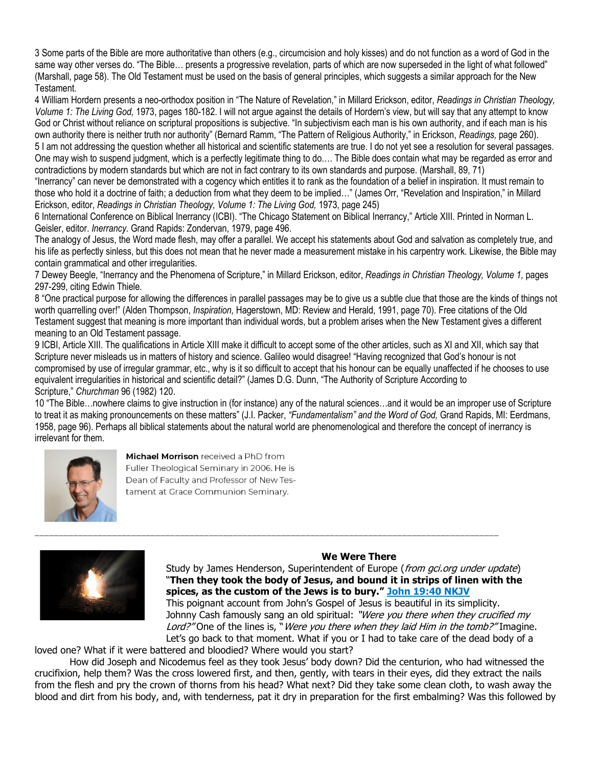3 Some parts of the Bible are more authoritative than others (e.g., circumcision and holy kisses) and do not function as a word of God in the same way other verses do. "The Bible… presents a progressive revelation, parts of which are now superseded in the light of what followed" (Marshall, page 58). The Old Testament must be used on the basis of general principles, which suggests a similar approach for the New Testament.

4 William Hordern presents a neo-orthodox position in "The Nature of Revelation," in Millard Erickson, editor, *Readings in Christian Theology, Volume 1: The Living God,* 1973, pages 180-182. I will not argue against the details of Hordern's view, but will say that any attempt to know God or Christ without reliance on scriptural propositions is subjective. "In subjectivism each man is his own authority, and if each man is his own authority there is neither truth nor authority" (Bernard Ramm, "The Pattern of Religious Authority," in Erickson, *Readings,* page 260).

5 I am not addressing the question whether all historical and scientific statements are true. I do not yet see a resolution for several passages. One may wish to suspend judgment, which is a perfectly legitimate thing to do…. The Bible does contain what may be regarded as error and contradictions by modern standards but which are not in fact contrary to its own standards and purpose. (Marshall, 89, 71)

"Inerrancy" can never be demonstrated with a cogency which entitles it to rank as the foundation of a belief in inspiration. It must remain to those who hold it a doctrine of faith; a deduction from what they deem to be implied…" (James Orr, "Revelation and Inspiration," in Millard Erickson, editor, *Readings in Christian Theology, Volume 1: The Living God,* 1973, page 245)

6 International Conference on Biblical Inerrancy (ICBI). "The Chicago Statement on Biblical Inerrancy," Article XIII. Printed in Norman L. Geisler, editor. *Inerrancy*. Grand Rapids: Zondervan, 1979, page 496.

The analogy of Jesus, the Word made flesh, may offer a parallel. We accept his statements about God and salvation as completely true, and his life as perfectly sinless, but this does not mean that he never made a measurement mistake in his carpentry work. Likewise, the Bible may contain grammatical and other irregularities.

7 Dewey Beegle, "Inerrancy and the Phenomena of Scripture," in Millard Erickson, editor, *Readings in Christian Theology, Volume 1,* pages 297-299, citing Edwin Thiele.

8 "One practical purpose for allowing the differences in parallel passages may be to give us a subtle clue that those are the kinds of things not worth quarrelling over!" (Alden Thompson, *Inspiration,* Hagerstown, MD: Review and Herald, 1991, page 70). Free citations of the Old Testament suggest that meaning is more important than individual words, but a problem arises when the New Testament gives a different meaning to an Old Testament passage.

9 ICBI, Article XIII. The qualifications in Article XIII make it difficult to accept some of the other articles, such as XI and XII, which say that Scripture never misleads us in matters of history and science. Galileo would disagree! "Having recognized that God's honour is not compromised by use of irregular grammar, etc., why is it so difficult to accept that his honour can be equally unaffected if he chooses to use equivalent irregularities in historical and scientific detail?" (James D.G. Dunn, "The Authority of Scripture According to Scripture," *Churchman* 96 (1982) 120.

10 "The Bible…nowhere claims to give instruction in (for instance) any of the natural sciences…and it would be an improper use of Scripture to treat it as making pronouncements on these matters" (J.I. Packer, *"Fundamentalism" and the Word of God,* Grand Rapids, MI: Eerdmans, 1958, page 96). Perhaps all biblical statements about the natural world are phenomenological and therefore the concept of inerrancy is irrelevant for them.

**Michael Morrison** received a PhD from Fuller Theological Seminary in 2006. He is Dean of Faculty and Professor of New Testament at Grace Communion Seminary.

---

## We Were There

Study by James Henderson, Superintendent of Europe (*from gci.org under update*)

"**Then they took the body of Jesus, and bound it in strips of linen with the spices, as the custom of the Jews is to bury." John 19:40 NKJV**

This poignant account from John's Gospel of Jesus is beautiful in its simplicity. Johnny Cash famously sang an old spiritual: *"Were you there when they crucified my Lord?"* One of the lines is, "*Were you there when they laid Him in the tomb?"* Imagine. Let's go back to that moment. What if you or I had to take care of the dead body of a loved one? What if it were battered and bloodied? Where would you start?

How did Joseph and Nicodemus feel as they took Jesus' body down? Did the centurion, who had witnessed the crucifixion, help them? Was the cross lowered first, and then, gently, with tears in their eyes, did they extract the nails from the flesh and pry the crown of thorns from his head? What next? Did they take some clean cloth, to wash away the blood and dirt from his body, and, with tenderness, pat it dry in preparation for the first embalming? Was this followed by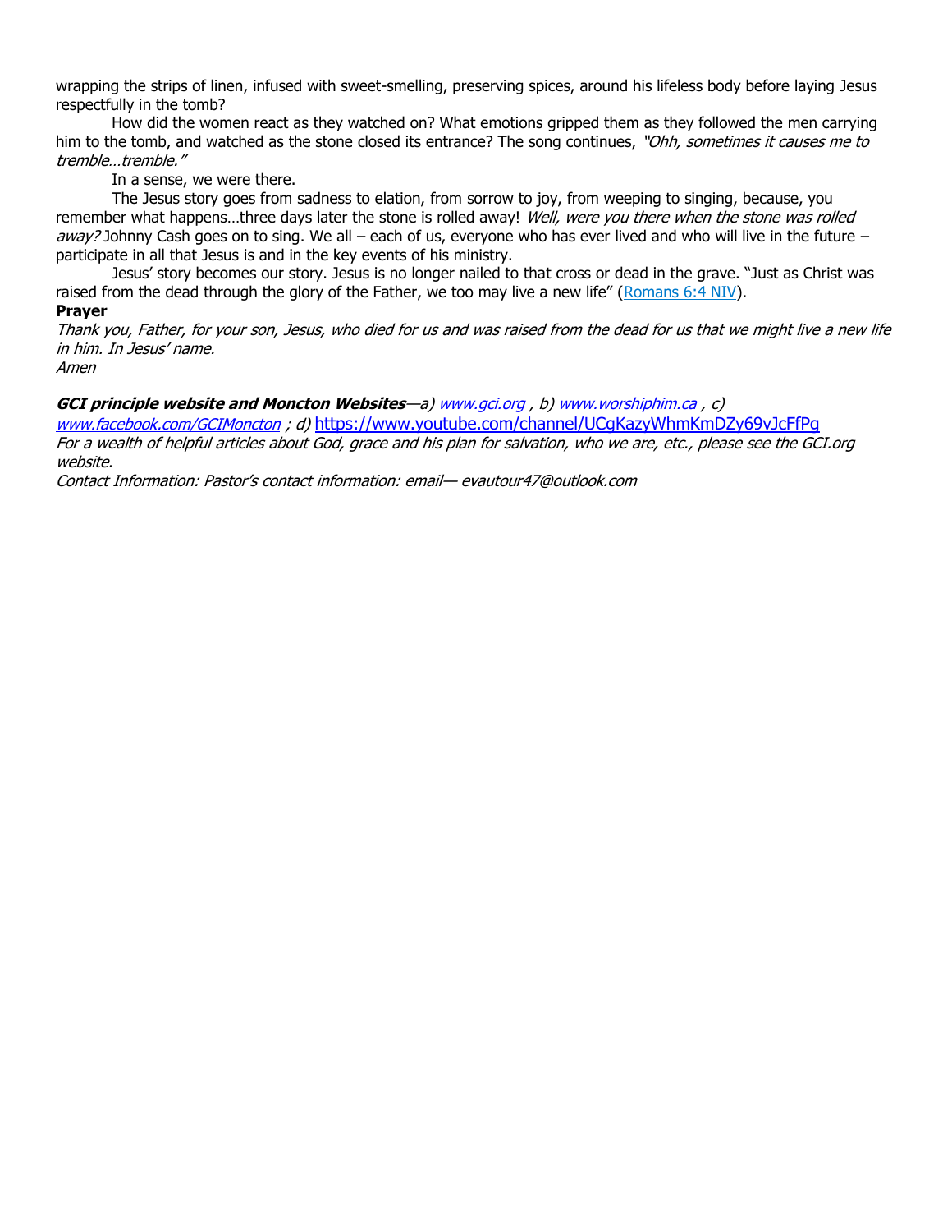wrapping the strips of linen, infused with sweet-smelling, preserving spices, around his lifeless body before laying Jesus respectfully in the tomb?

How did the women react as they watched on? What emotions gripped them as they followed the men carrying him to the tomb, and watched as the stone closed its entrance? The song continues, *"Ohh, sometimes it causes me to tremble…tremble."*

In a sense, we were there.

The Jesus story goes from sadness to elation, from sorrow to joy, from weeping to singing, because, you remember what happens…three days later the stone is rolled away! *Well, were you there when the stone was rolled away?* Johnny Cash goes on to sing. We all – each of us, everyone who has ever lived and who will live in the future – participate in all that Jesus is and in the key events of his ministry.

Jesus' story becomes our story. Jesus is no longer nailed to that cross or dead in the grave. "Just as Christ was raised from the dead through the glory of the Father, we too may live a new life" (Romans 6:4 NIV).

**Prayer**

*Thank you, Father, for your son, Jesus, who died for us and was raised from the dead for us that we might live a new life in him. In Jesus' name.*
*Amen*

***GCI principle website and Moncton Websites****—a) www.gci.org , b) www.worshiphim.ca , c) www.facebook.com/GCIMoncton ; d)* https://www.youtube.com/channel/UCgKazyWhmKmDZy69vJcFfPq
*For a wealth of helpful articles about God, grace and his plan for salvation, who we are, etc., please see the GCI.org website.*
*Contact Information: Pastor's contact information: email— evautour47@outlook.com*